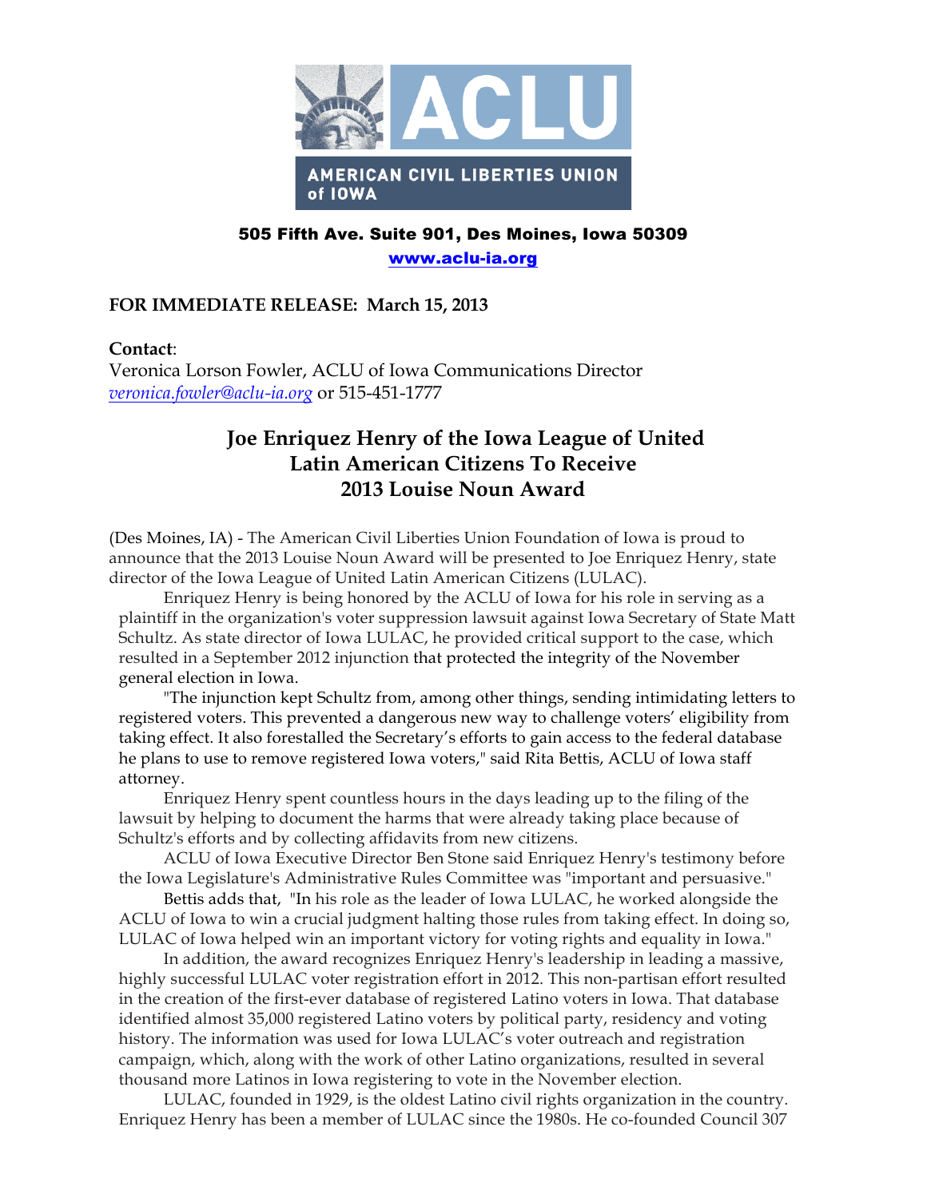**AMERICAN CIVIL LIBERTIES UNION of IOWA**

**505 Fifth Ave. Suite 901, Des Moines, Iowa 50309**

**www.aclu-ia.org**

**FOR IMMEDIATE RELEASE: March 15, 2013**

**Contact**:
Veronica Lorson Fowler, ACLU of Iowa Communications Director
*veronica.fowler@aclu-ia.org* or 515-451-1777

# Joe Enriquez Henry of the Iowa League of United Latin American Citizens To Receive 2013 Louise Noun Award

(Des Moines, IA) - The American Civil Liberties Union Foundation of Iowa is proud to announce that the 2013 Louise Noun Award will be presented to Joe Enriquez Henry, state director of the Iowa League of United Latin American Citizens (LULAC).

Enriquez Henry is being honored by the ACLU of Iowa for his role in serving as a plaintiff in the organization's voter suppression lawsuit against Iowa Secretary of State Matt Schultz. As state director of Iowa LULAC, he provided critical support to the case, which resulted in a September 2012 injunction that protected the integrity of the November general election in Iowa.

"The injunction kept Schultz from, among other things, sending intimidating letters to registered voters. This prevented a dangerous new way to challenge voters' eligibility from taking effect. It also forestalled the Secretary's efforts to gain access to the federal database he plans to use to remove registered Iowa voters," said Rita Bettis, ACLU of Iowa staff attorney.

Enriquez Henry spent countless hours in the days leading up to the filing of the lawsuit by helping to document the harms that were already taking place because of Schultz's efforts and by collecting affidavits from new citizens.

ACLU of Iowa Executive Director Ben Stone said Enriquez Henry's testimony before the Iowa Legislature's Administrative Rules Committee was "important and persuasive."

Bettis adds that, "In his role as the leader of Iowa LULAC, he worked alongside the ACLU of Iowa to win a crucial judgment halting those rules from taking effect. In doing so, LULAC of Iowa helped win an important victory for voting rights and equality in Iowa."

In addition, the award recognizes Enriquez Henry's leadership in leading a massive, highly successful LULAC voter registration effort in 2012. This non-partisan effort resulted in the creation of the first-ever database of registered Latino voters in Iowa. That database identified almost 35,000 registered Latino voters by political party, residency and voting history. The information was used for Iowa LULAC's voter outreach and registration campaign, which, along with the work of other Latino organizations, resulted in several thousand more Latinos in Iowa registering to vote in the November election.

LULAC, founded in 1929, is the oldest Latino civil rights organization in the country. Enriquez Henry has been a member of LULAC since the 1980s. He co-founded Council 307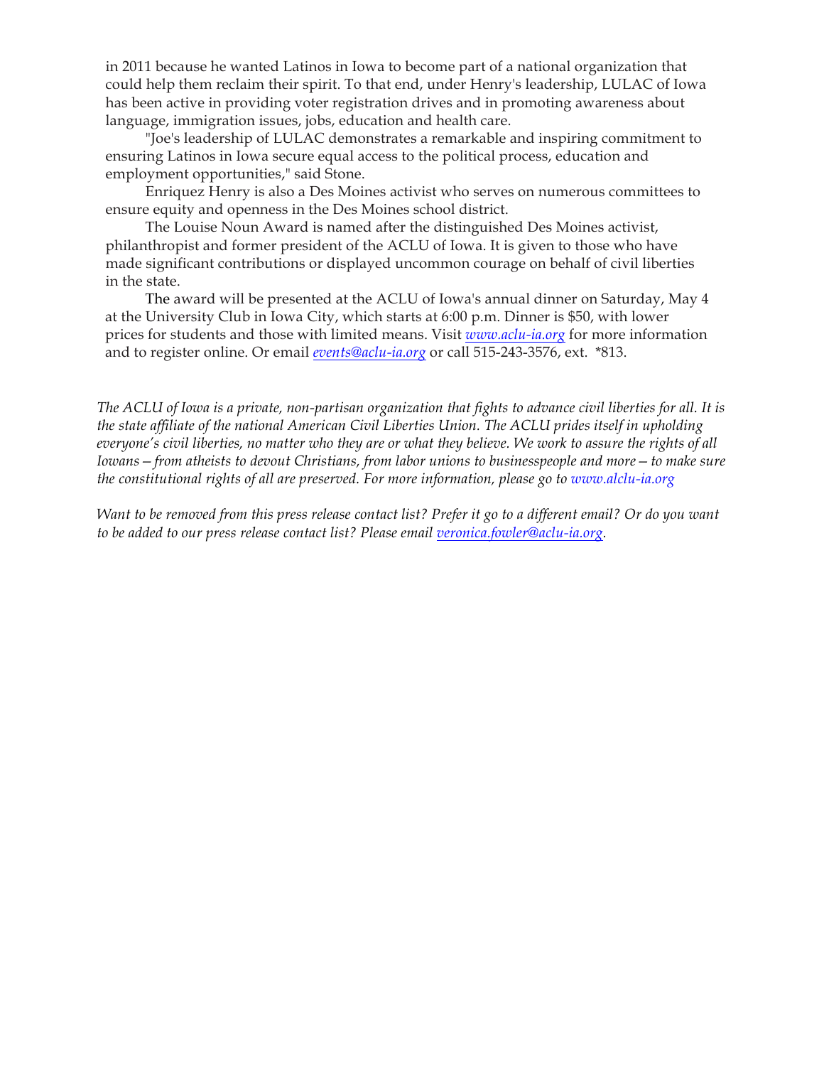in 2011 because he wanted Latinos in Iowa to become part of a national organization that could help them reclaim their spirit. To that end, under Henry's leadership, LULAC of Iowa has been active in providing voter registration drives and in promoting awareness about language, immigration issues, jobs, education and health care.

"Joe's leadership of LULAC demonstrates a remarkable and inspiring commitment to ensuring Latinos in Iowa secure equal access to the political process, education and employment opportunities," said Stone.

Enriquez Henry is also a Des Moines activist who serves on numerous committees to ensure equity and openness in the Des Moines school district.

The Louise Noun Award is named after the distinguished Des Moines activist, philanthropist and former president of the ACLU of Iowa. It is given to those who have made significant contributions or displayed uncommon courage on behalf of civil liberties in the state.

The award will be presented at the ACLU of Iowa's annual dinner on Saturday, May 4 at the University Club in Iowa City, which starts at 6:00 p.m. Dinner is $50, with lower prices for students and those with limited means. Visit *www.aclu-ia.org* for more information and to register online. Or email *events@aclu-ia.org* or call 515-243-3576, ext. *813.

*The ACLU of Iowa is a private, non-partisan organization that fights to advance civil liberties for all. It is the state affiliate of the national American Civil Liberties Union. The ACLU prides itself in upholding everyone's civil liberties, no matter who they are or what they believe. We work to assure the rights of all Iowans—from atheists to devout Christians, from labor unions to businesspeople and more—to make sure the constitutional rights of all are preserved. For more information, please go to www.alclu-ia.org*

*Want to be removed from this press release contact list? Prefer it go to a different email? Or do you want to be added to our press release contact list? Please email veronica.fowler@aclu-ia.org.*